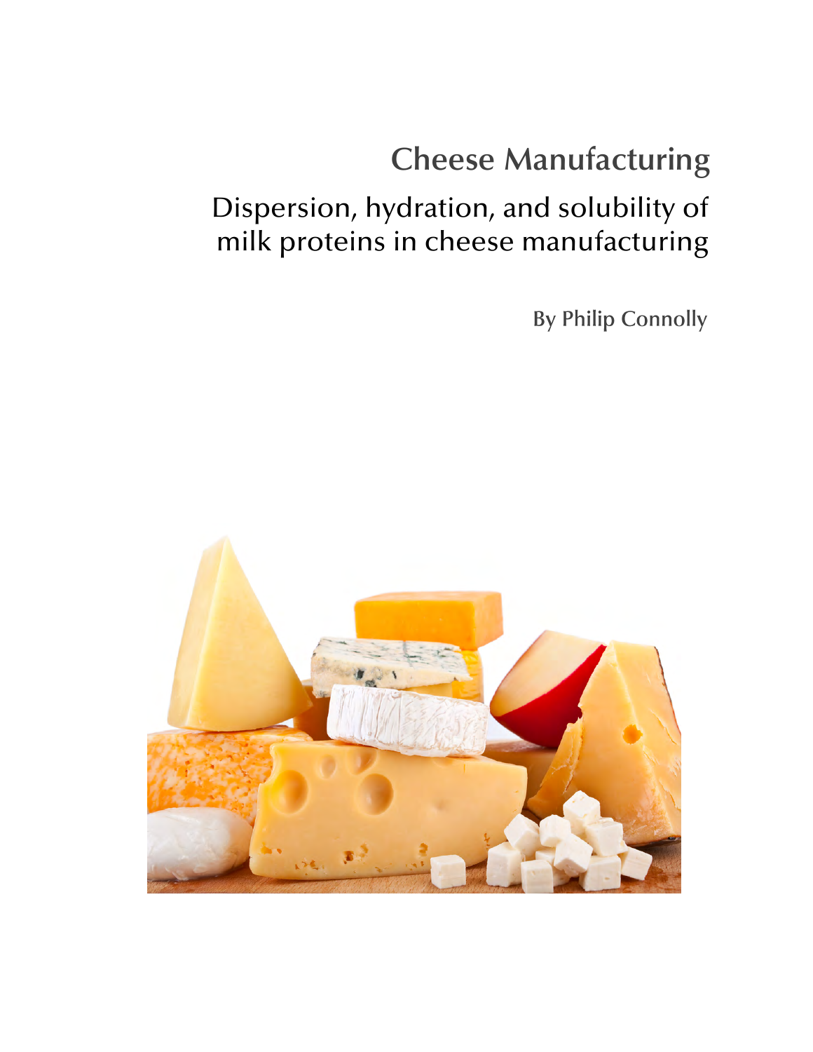# Cheese Manufacturing

## Dispersion, hydration, and solubility of milk proteins in cheese manufacturing

By Philip Connolly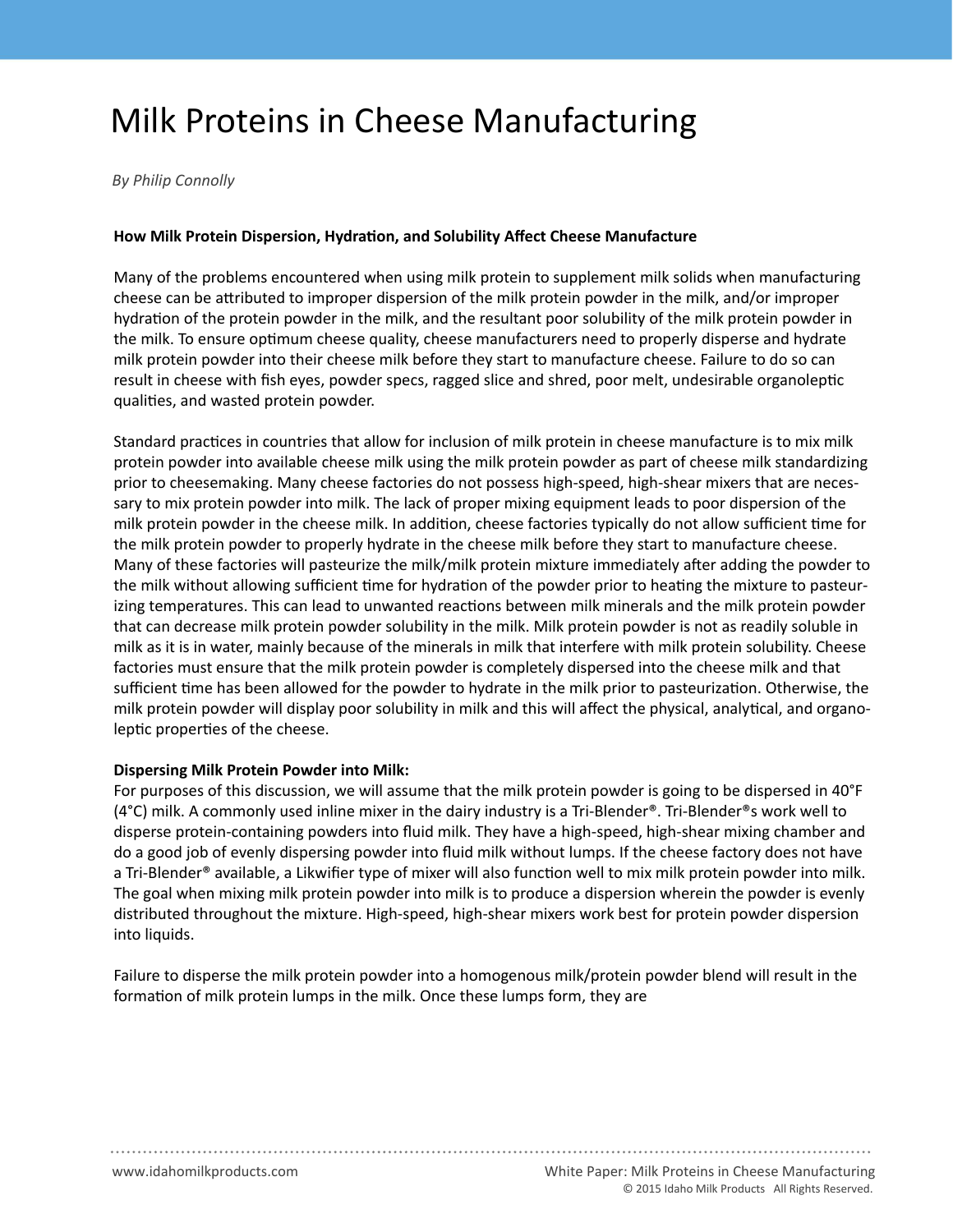# Milk Proteins in Cheese Manufacturing

*By Philip Connolly*

**How Milk Protein Dispersion, Hydration, and Solubility Affect Cheese Manufacture**

Many of the problems encountered when using milk protein to supplement milk solids when manufacturing cheese can be attributed to improper dispersion of the milk protein powder in the milk, and/or improper hydration of the protein powder in the milk, and the resultant poor solubility of the milk protein powder in the milk. To ensure optimum cheese quality, cheese manufacturers need to properly disperse and hydrate milk protein powder into their cheese milk before they start to manufacture cheese. Failure to do so can result in cheese with fish eyes, powder specs, ragged slice and shred, poor melt, undesirable organoleptic qualities, and wasted protein powder.

Standard practices in countries that allow for inclusion of milk protein in cheese manufacture is to mix milk protein powder into available cheese milk using the milk protein powder as part of cheese milk standardizing prior to cheesemaking. Many cheese factories do not possess high-speed, high-shear mixers that are necessary to mix protein powder into milk. The lack of proper mixing equipment leads to poor dispersion of the milk protein powder in the cheese milk. In addition, cheese factories typically do not allow sufficient time for the milk protein powder to properly hydrate in the cheese milk before they start to manufacture cheese. Many of these factories will pasteurize the milk/milk protein mixture immediately after adding the powder to the milk without allowing sufficient time for hydration of the powder prior to heating the mixture to pasteurizing temperatures. This can lead to unwanted reactions between milk minerals and the milk protein powder that can decrease milk protein powder solubility in the milk. Milk protein powder is not as readily soluble in milk as it is in water, mainly because of the minerals in milk that interfere with milk protein solubility. Cheese factories must ensure that the milk protein powder is completely dispersed into the cheese milk and that sufficient time has been allowed for the powder to hydrate in the milk prior to pasteurization. Otherwise, the milk protein powder will display poor solubility in milk and this will affect the physical, analytical, and organoleptic properties of the cheese.

**Dispersing Milk Protein Powder into Milk:**

For purposes of this discussion, we will assume that the milk protein powder is going to be dispersed in 40°F (4°C) milk. A commonly used inline mixer in the dairy industry is a Tri-Blender®. Tri-Blender®s work well to disperse protein-containing powders into fluid milk. They have a high-speed, high-shear mixing chamber and do a good job of evenly dispersing powder into fluid milk without lumps. If the cheese factory does not have a Tri-Blender® available, a Likwifier type of mixer will also function well to mix milk protein powder into milk. The goal when mixing milk protein powder into milk is to produce a dispersion wherein the powder is evenly distributed throughout the mixture. High-speed, high-shear mixers work best for protein powder dispersion into liquids.

Failure to disperse the milk protein powder into a homogenous milk/protein powder blend will result in the formation of milk protein lumps in the milk. Once these lumps form, they are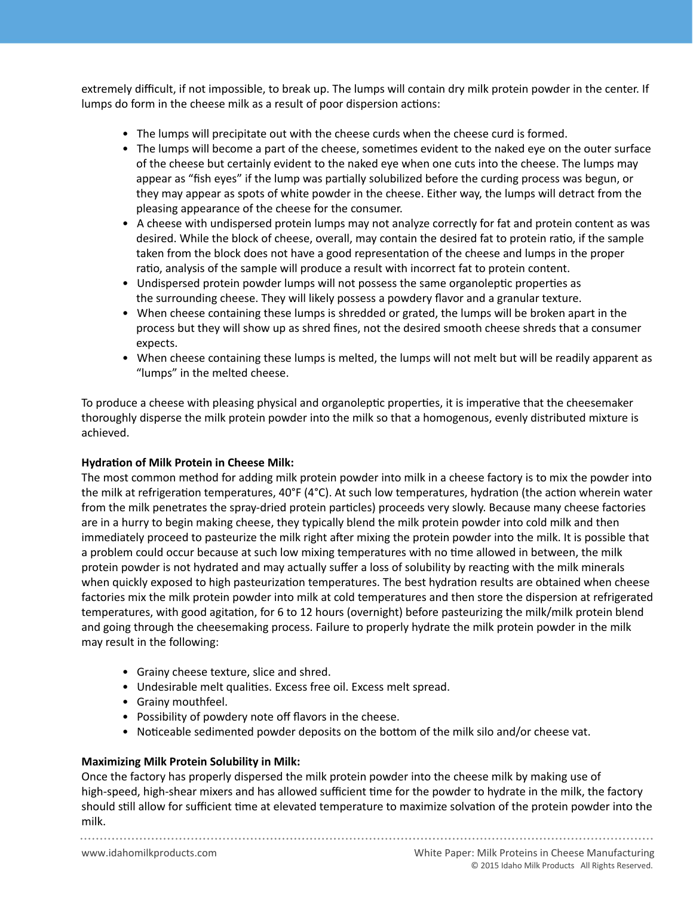extremely difficult, if not impossible, to break up. The lumps will contain dry milk protein powder in the center. If lumps do form in the cheese milk as a result of poor dispersion actions:

- The lumps will precipitate out with the cheese curds when the cheese curd is formed.
- The lumps will become a part of the cheese, sometimes evident to the naked eye on the outer surface of the cheese but certainly evident to the naked eye when one cuts into the cheese. The lumps may appear as "fish eyes" if the lump was partially solubilized before the curding process was begun, or they may appear as spots of white powder in the cheese. Either way, the lumps will detract from the pleasing appearance of the cheese for the consumer.
- A cheese with undispersed protein lumps may not analyze correctly for fat and protein content as was desired. While the block of cheese, overall, may contain the desired fat to protein ratio, if the sample taken from the block does not have a good representation of the cheese and lumps in the proper ratio, analysis of the sample will produce a result with incorrect fat to protein content.
- Undispersed protein powder lumps will not possess the same organoleptic properties as the surrounding cheese. They will likely possess a powdery flavor and a granular texture.
- When cheese containing these lumps is shredded or grated, the lumps will be broken apart in the process but they will show up as shred fines, not the desired smooth cheese shreds that a consumer expects.
- When cheese containing these lumps is melted, the lumps will not melt but will be readily apparent as "lumps" in the melted cheese.

To produce a cheese with pleasing physical and organoleptic properties, it is imperative that the cheesemaker thoroughly disperse the milk protein powder into the milk so that a homogenous, evenly distributed mixture is achieved.

**Hydration of Milk Protein in Cheese Milk:**

The most common method for adding milk protein powder into milk in a cheese factory is to mix the powder into the milk at refrigeration temperatures, 40°F (4°C). At such low temperatures, hydration (the action wherein water from the milk penetrates the spray-dried protein particles) proceeds very slowly. Because many cheese factories are in a hurry to begin making cheese, they typically blend the milk protein powder into cold milk and then immediately proceed to pasteurize the milk right after mixing the protein powder into the milk. It is possible that a problem could occur because at such low mixing temperatures with no time allowed in between, the milk protein powder is not hydrated and may actually suffer a loss of solubility by reacting with the milk minerals when quickly exposed to high pasteurization temperatures. The best hydration results are obtained when cheese factories mix the milk protein powder into milk at cold temperatures and then store the dispersion at refrigerated temperatures, with good agitation, for 6 to 12 hours (overnight) before pasteurizing the milk/milk protein blend and going through the cheesemaking process. Failure to properly hydrate the milk protein powder in the milk may result in the following:

- Grainy cheese texture, slice and shred.
- Undesirable melt qualities. Excess free oil. Excess melt spread.
- Grainy mouthfeel.
- Possibility of powdery note off flavors in the cheese.
- Noticeable sedimented powder deposits on the bottom of the milk silo and/or cheese vat.

**Maximizing Milk Protein Solubility in Milk:**

Once the factory has properly dispersed the milk protein powder into the cheese milk by making use of high-speed, high-shear mixers and has allowed sufficient time for the powder to hydrate in the milk, the factory should still allow for sufficient time at elevated temperature to maximize solvation of the protein powder into the milk.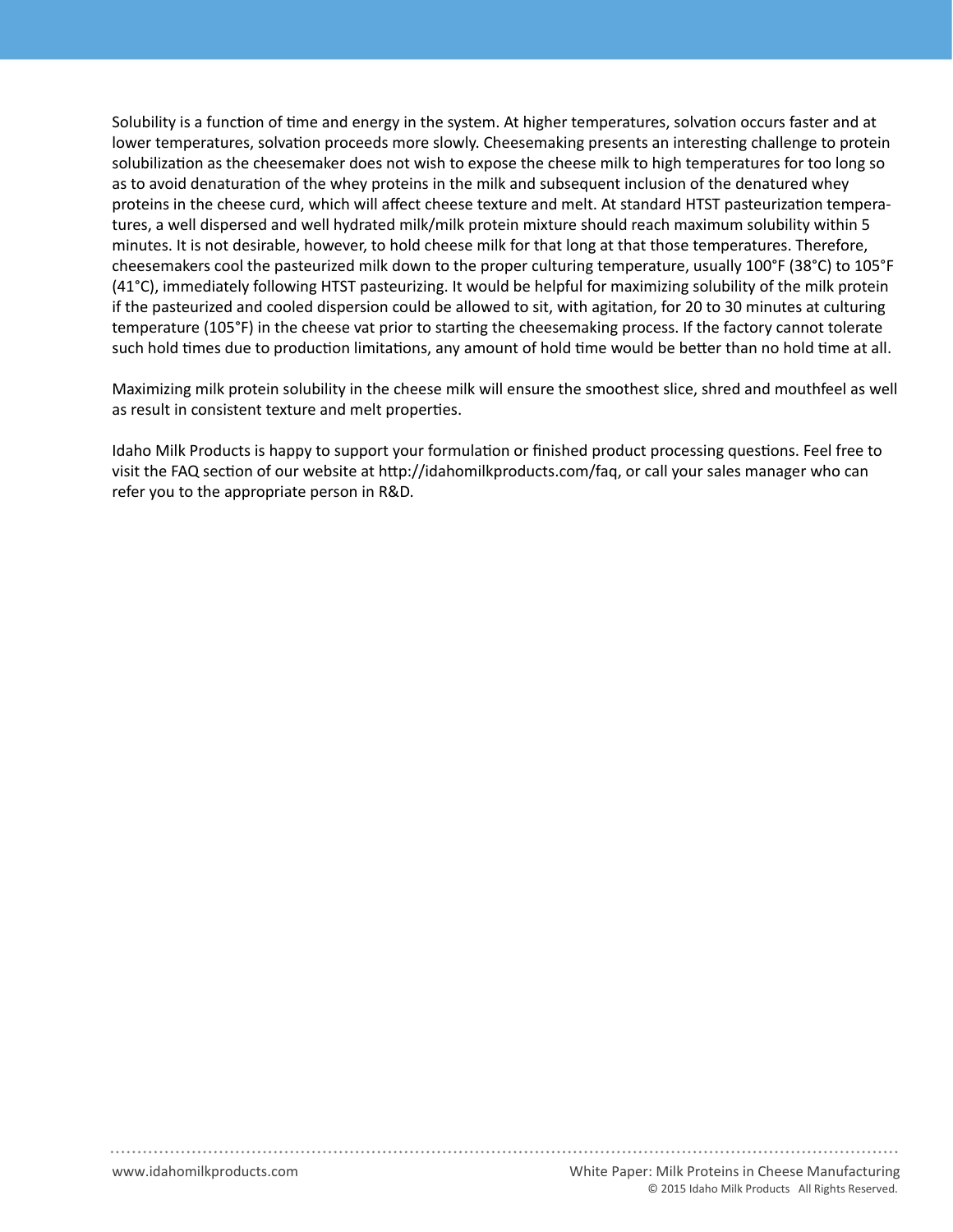Solubility is a function of time and energy in the system. At higher temperatures, solvation occurs faster and at lower temperatures, solvation proceeds more slowly. Cheesemaking presents an interesting challenge to protein solubilization as the cheesemaker does not wish to expose the cheese milk to high temperatures for too long so as to avoid denaturation of the whey proteins in the milk and subsequent inclusion of the denatured whey proteins in the cheese curd, which will affect cheese texture and melt. At standard HTST pasteurization temperatures, a well dispersed and well hydrated milk/milk protein mixture should reach maximum solubility within 5 minutes. It is not desirable, however, to hold cheese milk for that long at that those temperatures. Therefore, cheesemakers cool the pasteurized milk down to the proper culturing temperature, usually 100°F (38°C) to 105°F (41°C), immediately following HTST pasteurizing. It would be helpful for maximizing solubility of the milk protein if the pasteurized and cooled dispersion could be allowed to sit, with agitation, for 20 to 30 minutes at culturing temperature (105°F) in the cheese vat prior to starting the cheesemaking process. If the factory cannot tolerate such hold times due to production limitations, any amount of hold time would be better than no hold time at all.

Maximizing milk protein solubility in the cheese milk will ensure the smoothest slice, shred and mouthfeel as well as result in consistent texture and melt properties.

Idaho Milk Products is happy to support your formulation or finished product processing questions. Feel free to visit the FAQ section of our website at http://idahomilkproducts.com/faq, or call your sales manager who can refer you to the appropriate person in R&D.